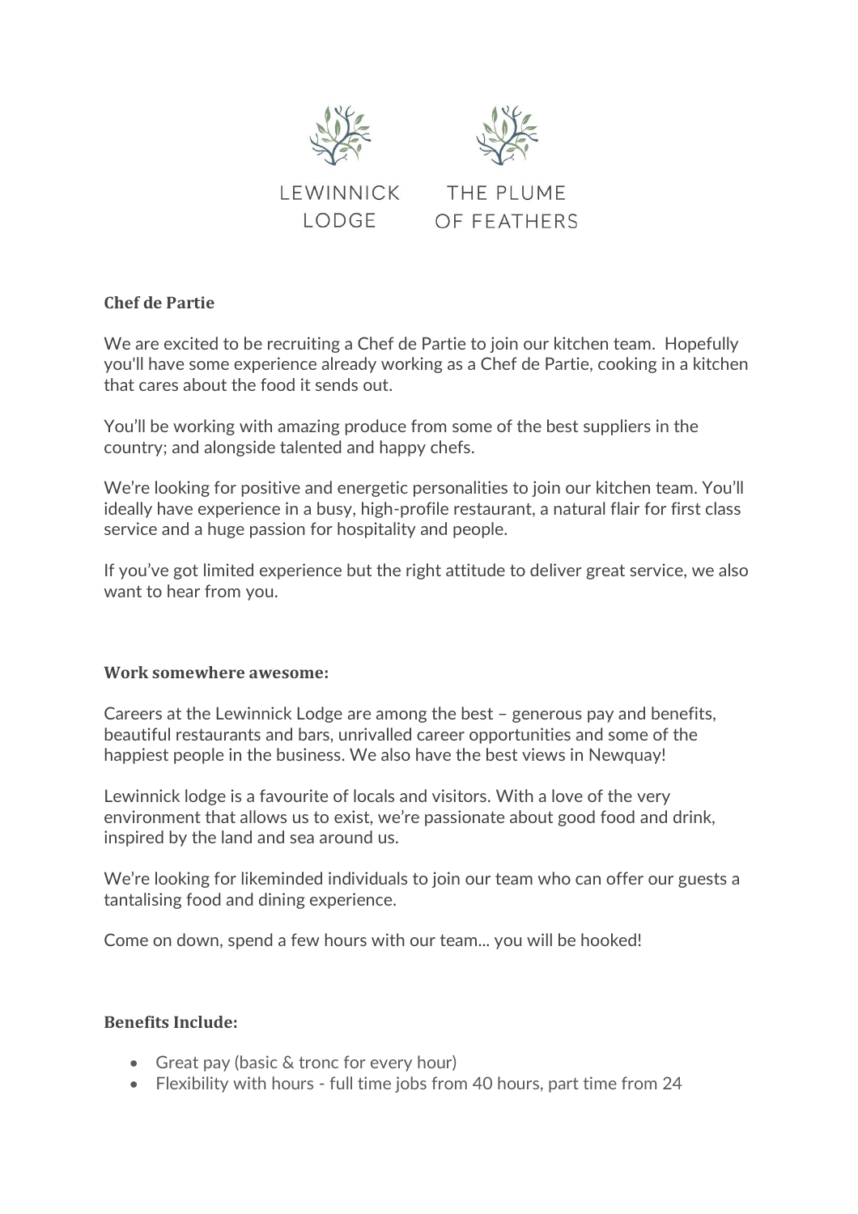LEWINNICK LODGE THE PLUME OF FEATHERS

**Chef de Partie**

We are excited to be recruiting a Chef de Partie to join our kitchen team. Hopefully you'll have some experience already working as a Chef de Partie, cooking in a kitchen that cares about the food it sends out.

You'll be working with amazing produce from some of the best suppliers in the country; and alongside talented and happy chefs.

We're looking for positive and energetic personalities to join our kitchen team. You'll ideally have experience in a busy, high-profile restaurant, a natural flair for first class service and a huge passion for hospitality and people.

If you've got limited experience but the right attitude to deliver great service, we also want to hear from you.

**Work somewhere awesome:**

Careers at the Lewinnick Lodge are among the best – generous pay and benefits, beautiful restaurants and bars, unrivalled career opportunities and some of the happiest people in the business. We also have the best views in Newquay!

Lewinnick lodge is a favourite of locals and visitors. With a love of the very environment that allows us to exist, we're passionate about good food and drink, inspired by the land and sea around us.

We're looking for likeminded individuals to join our team who can offer our guests a tantalising food and dining experience.

Come on down, spend a few hours with our team... you will be hooked!

**Benefits Include:**

- Great pay (basic & tronc for every hour)
- Flexibility with hours - full time jobs from 40 hours, part time from 24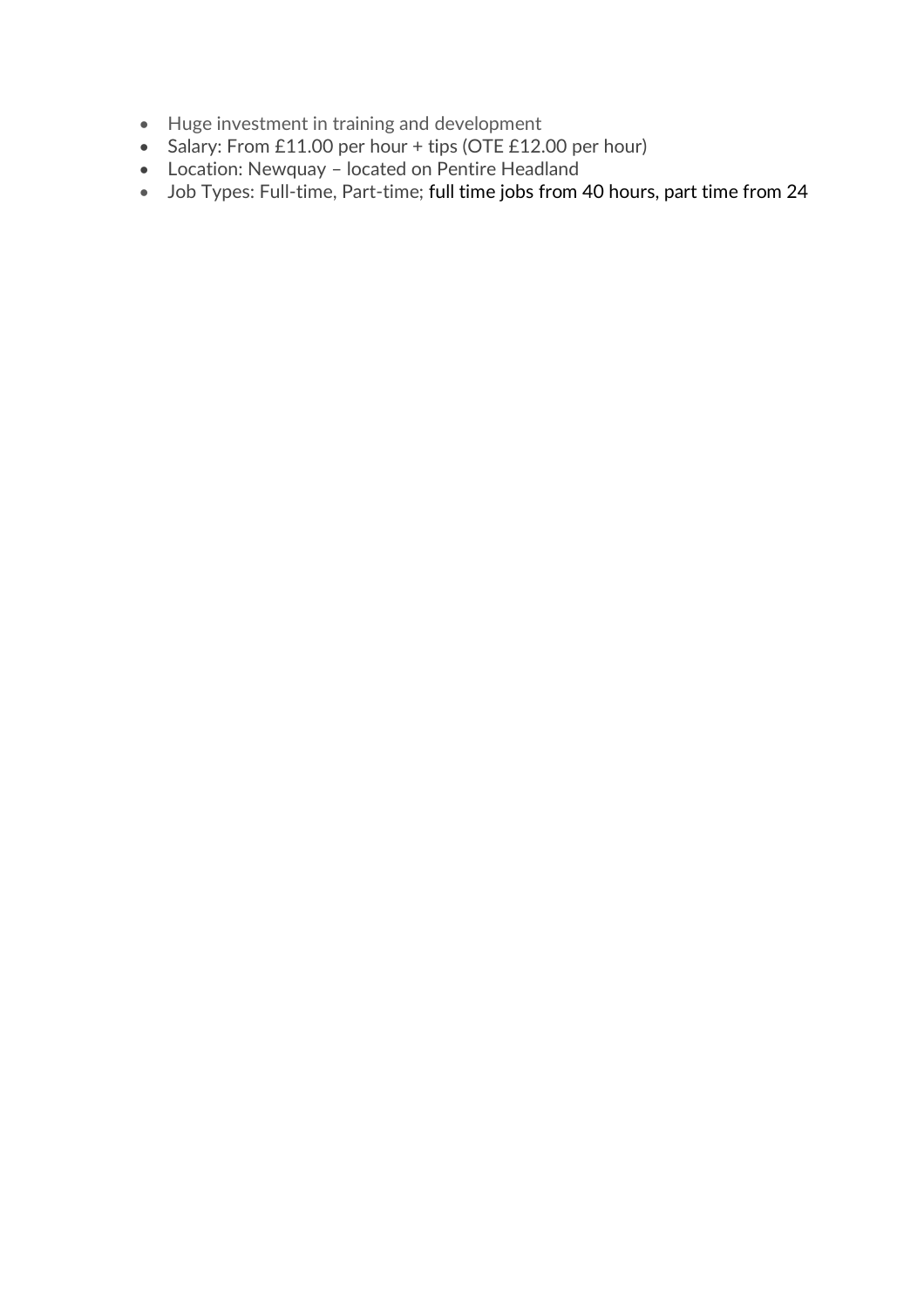- Huge investment in training and development
- Salary: From £11.00 per hour + tips (OTE £12.00 per hour)
- Location: Newquay – located on Pentire Headland
- Job Types: Full-time, Part-time; full time jobs from 40 hours, part time from 24